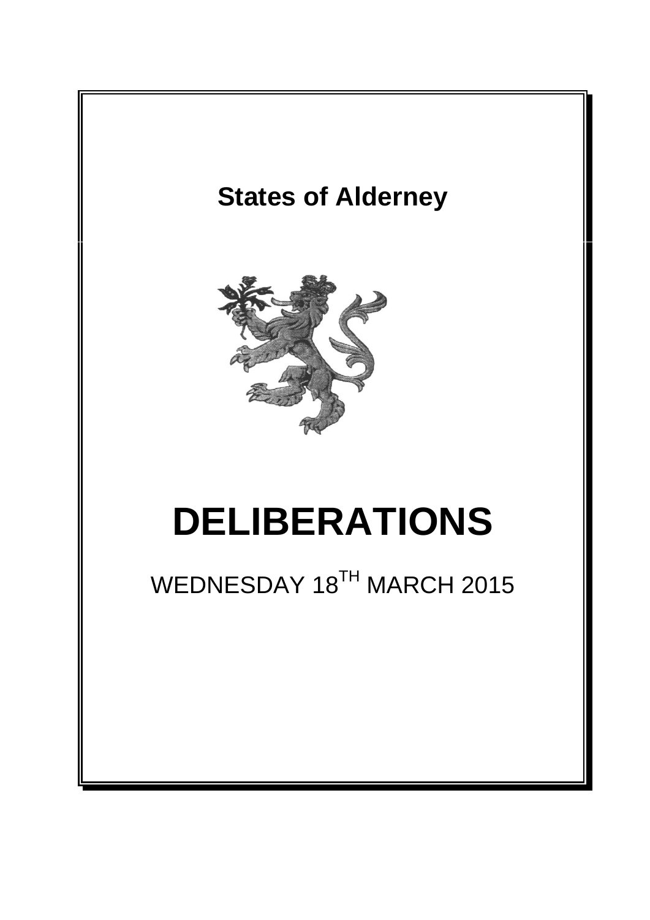**States of Alderney**

# DELIBERATIONS

WEDNESDAY 18TH MARCH 2015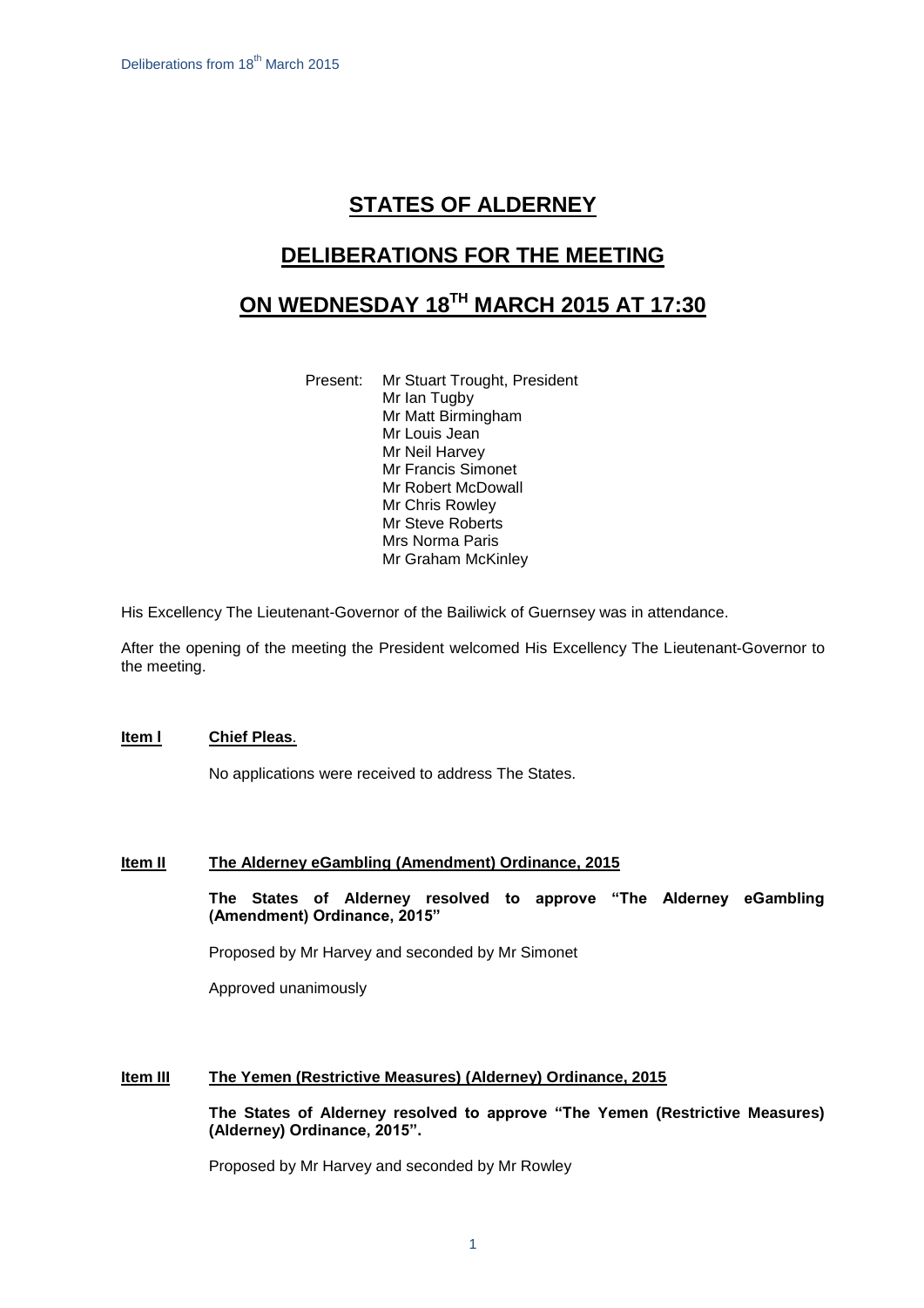# STATES OF ALDERNEY

# DELIBERATIONS FOR THE MEETING

# ON WEDNESDAY 18TH MARCH 2015 AT 17:30

Present: Mr Stuart Trought, President
Mr Ian Tugby
Mr Matt Birmingham
Mr Louis Jean
Mr Neil Harvey
Mr Francis Simonet
Mr Robert McDowall
Mr Chris Rowley
Mr Steve Roberts
Mrs Norma Paris
Mr Graham McKinley

His Excellency The Lieutenant-Governor of the Bailiwick of Guernsey was in attendance.

After the opening of the meeting the President welcomed His Excellency The Lieutenant-Governor to the meeting.

**Item I** **Chief Pleas.**

No applications were received to address The States.

**Item II** **The Alderney eGambling (Amendment) Ordinance, 2015**

**The States of Alderney resolved to approve "The Alderney eGambling (Amendment) Ordinance, 2015"**

Proposed by Mr Harvey and seconded by Mr Simonet

Approved unanimously

**Item III** **The Yemen (Restrictive Measures) (Alderney) Ordinance, 2015**

**The States of Alderney resolved to approve "The Yemen (Restrictive Measures) (Alderney) Ordinance, 2015".**

Proposed by Mr Harvey and seconded by Mr Rowley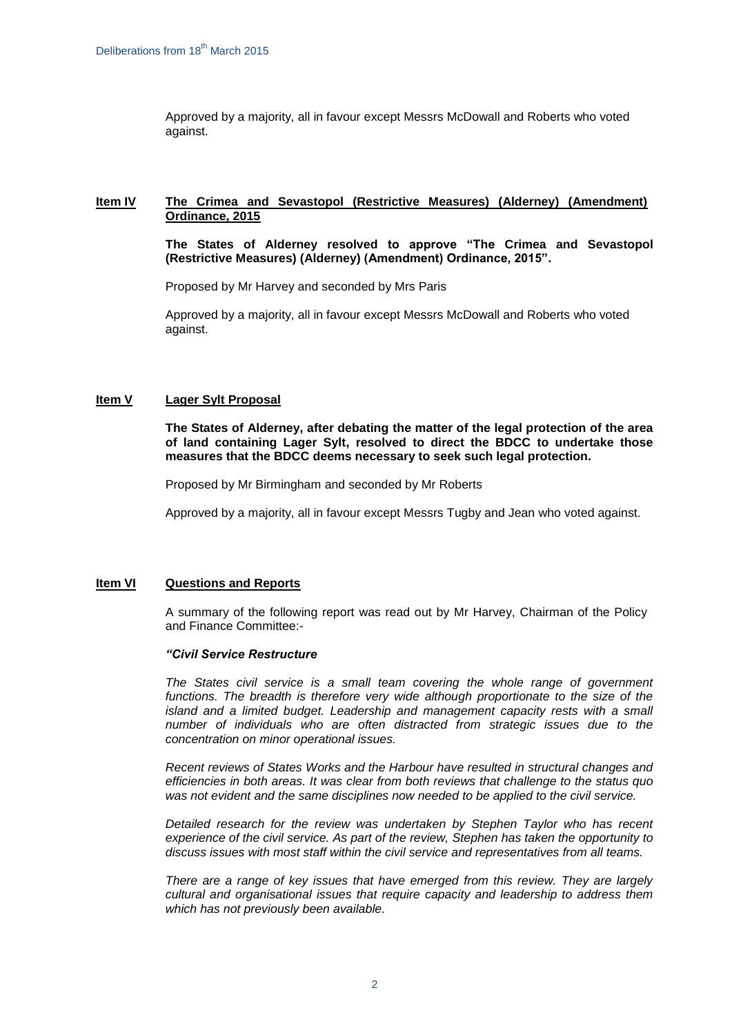Approved by a majority, all in favour except Messrs McDowall and Roberts who voted against.

**Item IV** **The Crimea and Sevastopol (Restrictive Measures) (Alderney) (Amendment) Ordinance, 2015**

**The States of Alderney resolved to approve "The Crimea and Sevastopol (Restrictive Measures) (Alderney) (Amendment) Ordinance, 2015".**

Proposed by Mr Harvey and seconded by Mrs Paris

Approved by a majority, all in favour except Messrs McDowall and Roberts who voted against.

**Item V** **Lager Sylt Proposal**

**The States of Alderney, after debating the matter of the legal protection of the area of land containing Lager Sylt, resolved to direct the BDCC to undertake those measures that the BDCC deems necessary to seek such legal protection.**

Proposed by Mr Birmingham and seconded by Mr Roberts

Approved by a majority, all in favour except Messrs Tugby and Jean who voted against.

**Item VI** **Questions and Reports**

A summary of the following report was read out by Mr Harvey, Chairman of the Policy and Finance Committee:-

***"Civil Service Restructure***

*The States civil service is a small team covering the whole range of government functions. The breadth is therefore very wide although proportionate to the size of the island and a limited budget. Leadership and management capacity rests with a small number of individuals who are often distracted from strategic issues due to the concentration on minor operational issues.*

*Recent reviews of States Works and the Harbour have resulted in structural changes and efficiencies in both areas. It was clear from both reviews that challenge to the status quo was not evident and the same disciplines now needed to be applied to the civil service.*

*Detailed research for the review was undertaken by Stephen Taylor who has recent experience of the civil service. As part of the review, Stephen has taken the opportunity to discuss issues with most staff within the civil service and representatives from all teams.*

*There are a range of key issues that have emerged from this review. They are largely cultural and organisational issues that require capacity and leadership to address them which has not previously been available.*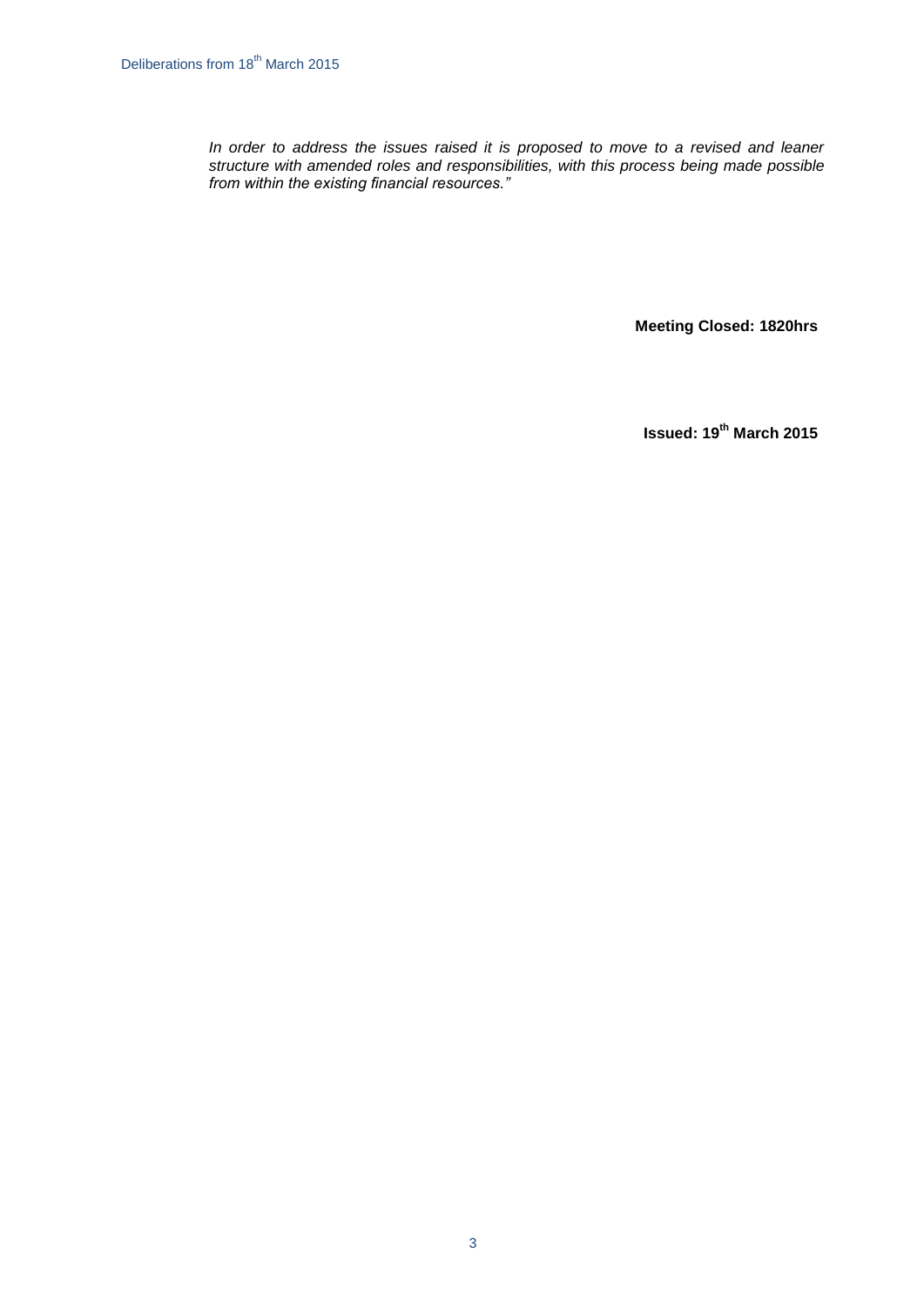*In order to address the issues raised it is proposed to move to a revised and leaner structure with amended roles and responsibilities, with this process being made possible from within the existing financial resources."*

**Meeting Closed: 1820hrs**

**Issued: 19th March 2015**